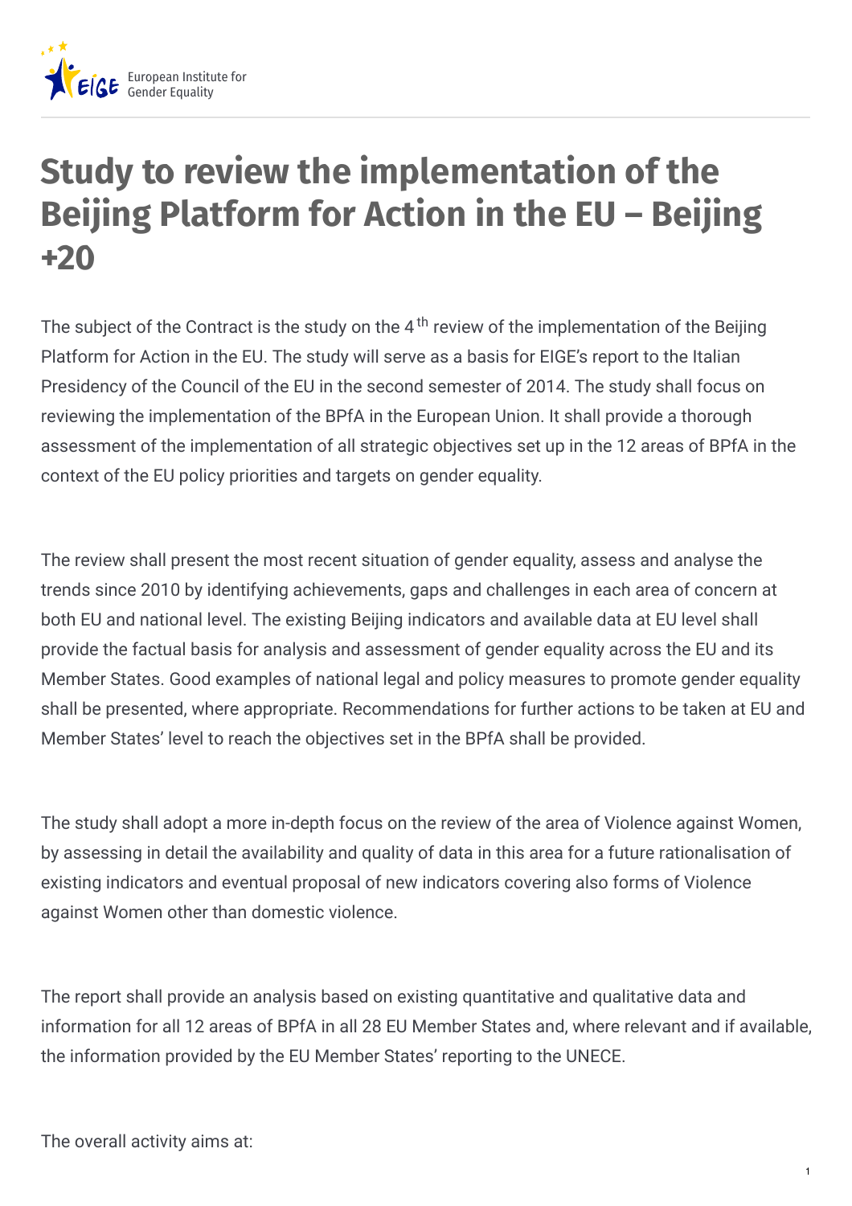# Study to review the implementation of the Beijing Platform for Action in the EU – Beijing +20

The subject of the Contract is the study on the 4[th] review of the implementation of the Beijing Platform for Action in the EU. The study will serve as a basis for EIGE's report to the Italian Presidency of the Council of the EU in the second semester of 2014. The study shall focus on reviewing the implementation of the BPfA in the European Union. It shall provide a thorough assessment of the implementation of all strategic objectives set up in the 12 areas of BPfA in the context of the EU policy priorities and targets on gender equality.

The review shall present the most recent situation of gender equality, assess and analyse the trends since 2010 by identifying achievements, gaps and challenges in each area of concern at both EU and national level. The existing Beijing indicators and available data at EU level shall provide the factual basis for analysis and assessment of gender equality across the EU and its Member States. Good examples of national legal and policy measures to promote gender equality shall be presented, where appropriate. Recommendations for further actions to be taken at EU and Member States' level to reach the objectives set in the BPfA shall be provided.

The study shall adopt a more in-depth focus on the review of the area of Violence against Women, by assessing in detail the availability and quality of data in this area for a future rationalisation of existing indicators and eventual proposal of new indicators covering also forms of Violence against Women other than domestic violence.

The report shall provide an analysis based on existing quantitative and qualitative data and information for all 12 areas of BPfA in all 28 EU Member States and, where relevant and if available, the information provided by the EU Member States' reporting to the UNECE.

The overall activity aims at: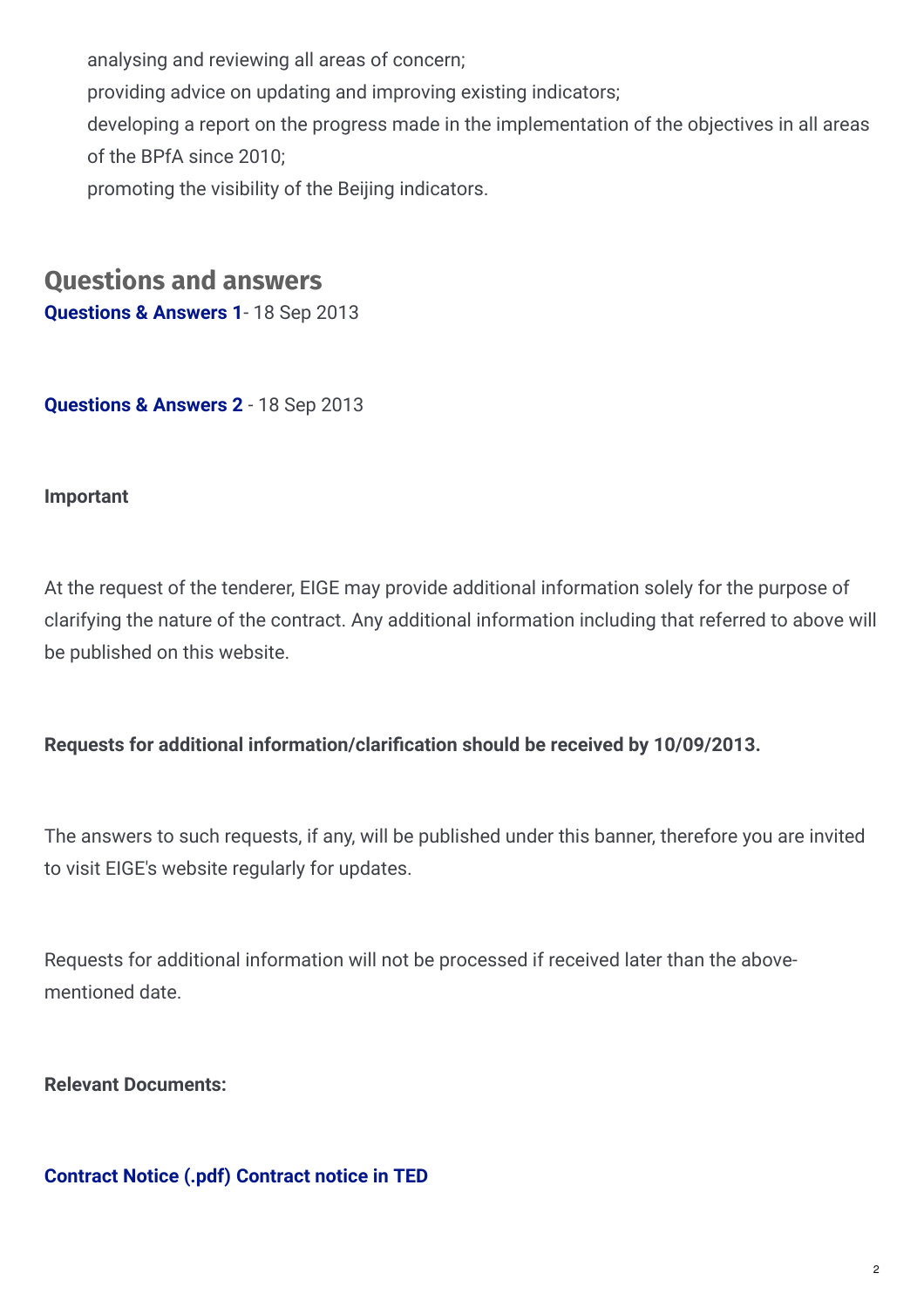- analysing and reviewing all areas of concern;
- providing advice on updating and improving existing indicators;
- developing a report on the progress made in the implementation of the objectives in all areas of the BPfA since 2010;
- promoting the visibility of the Beijing indicators.

## Questions and answers

**Questions & Answers 1**- 18 Sep 2013

**Questions & Answers 2** - 18 Sep 2013

**Important**

At the request of the tenderer, EIGE may provide additional information solely for the purpose of clarifying the nature of the contract. Any additional information including that referred to above will be published on this website.

**Requests for additional information/clarification should be received by 10/09/2013.**

The answers to such requests, if any, will be published under this banner, therefore you are invited to visit EIGE's website regularly for updates.

Requests for additional information will not be processed if received later than the above-mentioned date.

**Relevant Documents:**

**Contract Notice (.pdf) Contract notice in TED**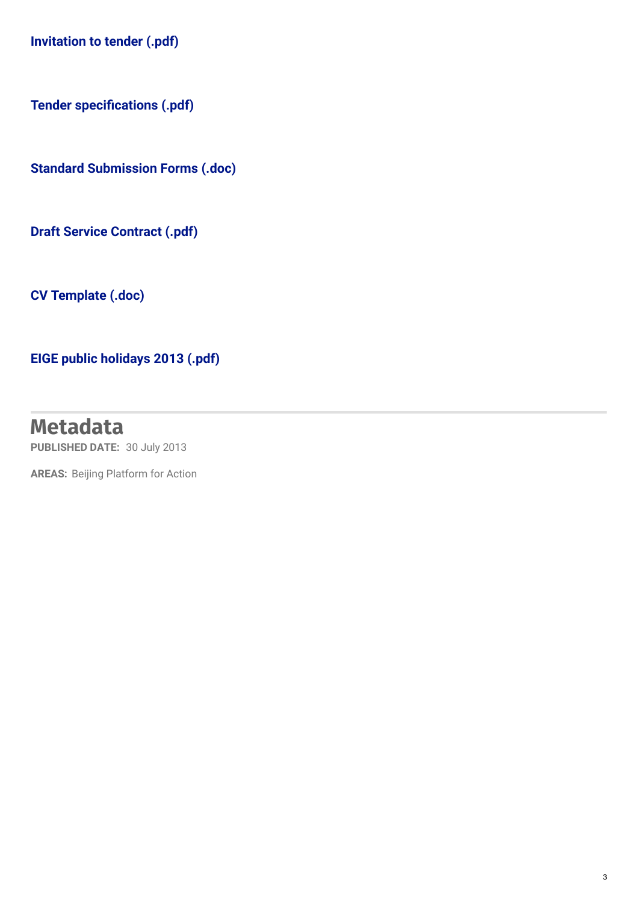**Invitation to tender (.pdf)**

**Tender specifications (.pdf)**

**Standard Submission Forms (.doc)**

**Draft Service Contract (.pdf)**

**CV Template (.doc)**

**EIGE public holidays 2013 (.pdf)**

## Metadata

**PUBLISHED DATE:** 30 July 2013

**AREAS:** Beijing Platform for Action